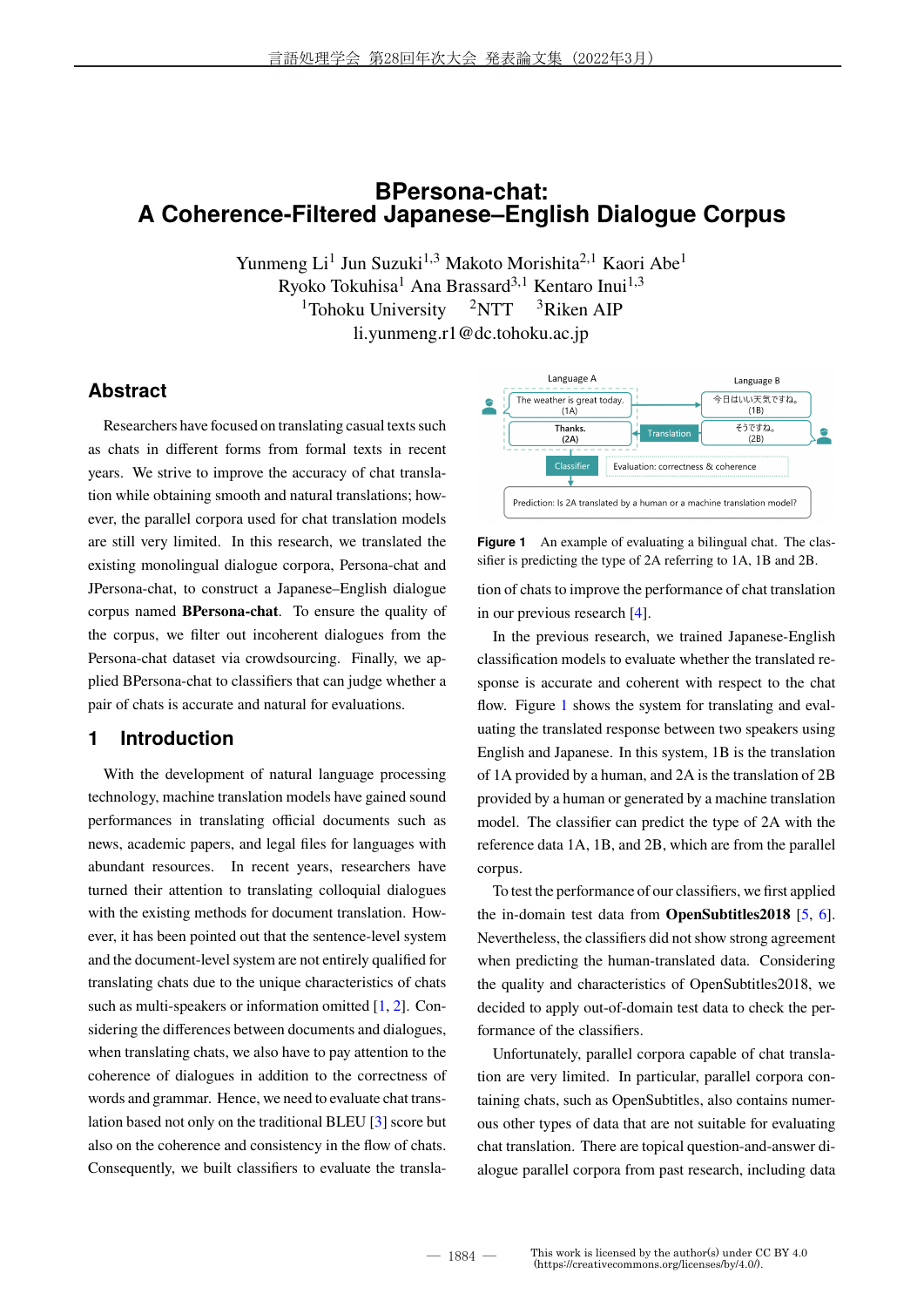# BPersona-chat: A Coherence-Filtered Japanese–English Dialogue Corpus

Yunmeng Li[1] Jun Suzuki[1,3] Makoto Morishita[2,1] Kaori Abe[1]
Ryoko Tokuhisa[1] Ana Brassard[3,1] Kentaro Inui[1,3]
[1]Tohoku University [2]NTT [3]Riken AIP
li.yunmeng.r1@dc.tohoku.ac.jp

## Abstract

Researchers have focused on translating casual texts such as chats in different forms from formal texts in recent years. We strive to improve the accuracy of chat translation while obtaining smooth and natural translations; however, the parallel corpora used for chat translation models are still very limited. In this research, we translated the existing monolingual dialogue corpora, Persona-chat and JPersona-chat, to construct a Japanese–English dialogue corpus named **BPersona-chat**. To ensure the quality of the corpus, we filter out incoherent dialogues from the Persona-chat dataset via crowdsourcing. Finally, we applied BPersona-chat to classifiers that can judge whether a pair of chats is accurate and natural for evaluations.

## 1 Introduction

With the development of natural language processing technology, machine translation models have gained sound performances in translating official documents such as news, academic papers, and legal files for languages with abundant resources. In recent years, researchers have turned their attention to translating colloquial dialogues with the existing methods for document translation. However, it has been pointed out that the sentence-level system and the document-level system are not entirely qualified for translating chats due to the unique characteristics of chats such as multi-speakers or information omitted [1, 2]. Considering the differences between documents and dialogues, when translating chats, we also have to pay attention to the coherence of dialogues in addition to the correctness of words and grammar. Hence, we need to evaluate chat translation based not only on the traditional BLEU [3] score but also on the coherence and consistency in the flow of chats. Consequently, we built classifiers to evaluate the translation of chats to improve the performance of chat translation in our previous research [4].

Language A | Language B
The weather is great today. (1A) → 今日はいい天気ですね。(1B)
Thanks. (2A) ← Translation ← そうですね。(2B)
Classifier — Evaluation: correctness & coherence
Prediction: Is 2A translated by a human or a machine translation model?

Figure 1 An example of evaluating a bilingual chat. The classifier is predicting the type of 2A referring to 1A, 1B and 2B.

In the previous research, we trained Japanese-English classification models to evaluate whether the translated response is accurate and coherent with respect to the chat flow. Figure 1 shows the system for translating and evaluating the translated response between two speakers using English and Japanese. In this system, 1B is the translation of 1A provided by a human, and 2A is the translation of 2B provided by a human or generated by a machine translation model. The classifier can predict the type of 2A with the reference data 1A, 1B, and 2B, which are from the parallel corpus.

To test the performance of our classifiers, we first applied the in-domain test data from **OpenSubtitles2018** [5, 6]. Nevertheless, the classifiers did not show strong agreement when predicting the human-translated data. Considering the quality and characteristics of OpenSubtitles2018, we decided to apply out-of-domain test data to check the performance of the classifiers.

Unfortunately, parallel corpora capable of chat translation are very limited. In particular, parallel corpora containing chats, such as OpenSubtitles, also contains numerous other types of data that are not suitable for evaluating chat translation. There are topical question-and-answer dialogue parallel corpora from past research, including data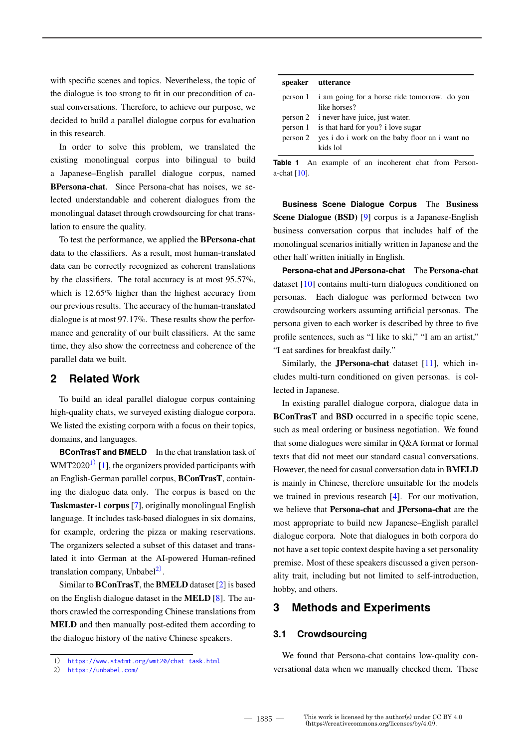with specific scenes and topics. Nevertheless, the topic of the dialogue is too strong to fit in our precondition of casual conversations. Therefore, to achieve our purpose, we decided to build a parallel dialogue corpus for evaluation in this research.

In order to solve this problem, we translated the existing monolingual corpus into bilingual to build a Japanese–English parallel dialogue corpus, named **BPersona-chat**. Since Persona-chat has noises, we selected understandable and coherent dialogues from the monolingual dataset through crowdsourcing for chat translation to ensure the quality.

To test the performance, we applied the **BPersona-chat** data to the classifiers. As a result, most human-translated data can be correctly recognized as coherent translations by the classifiers. The total accuracy is at most 95.57%, which is 12.65% higher than the highest accuracy from our previous results. The accuracy of the human-translated dialogue is at most 97.17%. These results show the performance and generality of our built classifiers. At the same time, they also show the correctness and coherence of the parallel data we built.

## 2 Related Work

To build an ideal parallel dialogue corpus containing high-quality chats, we surveyed existing dialogue corpora. We listed the existing corpora with a focus on their topics, domains, and languages.

**BConTrasT and BMELD** In the chat translation task of WMT2020[1] [1], the organizers provided participants with an English-German parallel corpus, **BConTrasT**, containing the dialogue data only. The corpus is based on the **Taskmaster-1 corpus** [7], originally monolingual English language. It includes task-based dialogues in six domains, for example, ordering the pizza or making reservations. The organizers selected a subset of this dataset and translated it into German at the AI-powered Human-refined translation company, Unbabel[2].

Similar to **BConTrasT**, the **BMELD** dataset [2] is based on the English dialogue dataset in the **MELD** [8]. The authors crawled the corresponding Chinese translations from **MELD** and then manually post-edited them according to the dialogue history of the native Chinese speakers.

1) https://www.statmt.org/wmt20/chat-task.html
2) https://unbabel.com/

| speaker | utterance |
|---|---|
| person 1 | i am going for a horse ride tomorrow. do you like horses? |
| person 2 | i never have juice, just water. |
| person 1 | is that hard for you? i love sugar |
| person 2 | yes i do i work on the baby floor an i want no kids lol |

**Table 1** An example of an incoherent chat from Persona-chat [10].

**Business Scene Dialogue Corpus** The **Business Scene Dialogue (BSD)** [9] corpus is a Japanese-English business conversation corpus that includes half of the monolingual scenarios initially written in Japanese and the other half written initially in English.

**Persona-chat and JPersona-chat** The **Persona-chat** dataset [10] contains multi-turn dialogues conditioned on personas. Each dialogue was performed between two crowdsourcing workers assuming artificial personas. The persona given to each worker is described by three to five profile sentences, such as "I like to ski," "I am an artist," "I eat sardines for breakfast daily."

Similarly, the **JPersona-chat** dataset [11], which includes multi-turn conditioned on given personas. is collected in Japanese.

In existing parallel dialogue corpora, dialogue data in **BConTrasT** and **BSD** occurred in a specific topic scene, such as meal ordering or business negotiation. We found that some dialogues were similar in Q&A format or formal texts that did not meet our standard casual conversations. However, the need for casual conversation data in **BMELD** is mainly in Chinese, therefore unsuitable for the models we trained in previous research [4]. For our motivation, we believe that **Persona-chat** and **JPersona-chat** are the most appropriate to build new Japanese–English parallel dialogue corpora. Note that dialogues in both corpora do not have a set topic context despite having a set personality premise. Most of these speakers discussed a given personality trait, including but not limited to self-introduction, hobby, and others.

## 3 Methods and Experiments

### 3.1 Crowdsourcing

We found that Persona-chat contains low-quality conversational data when we manually checked them. These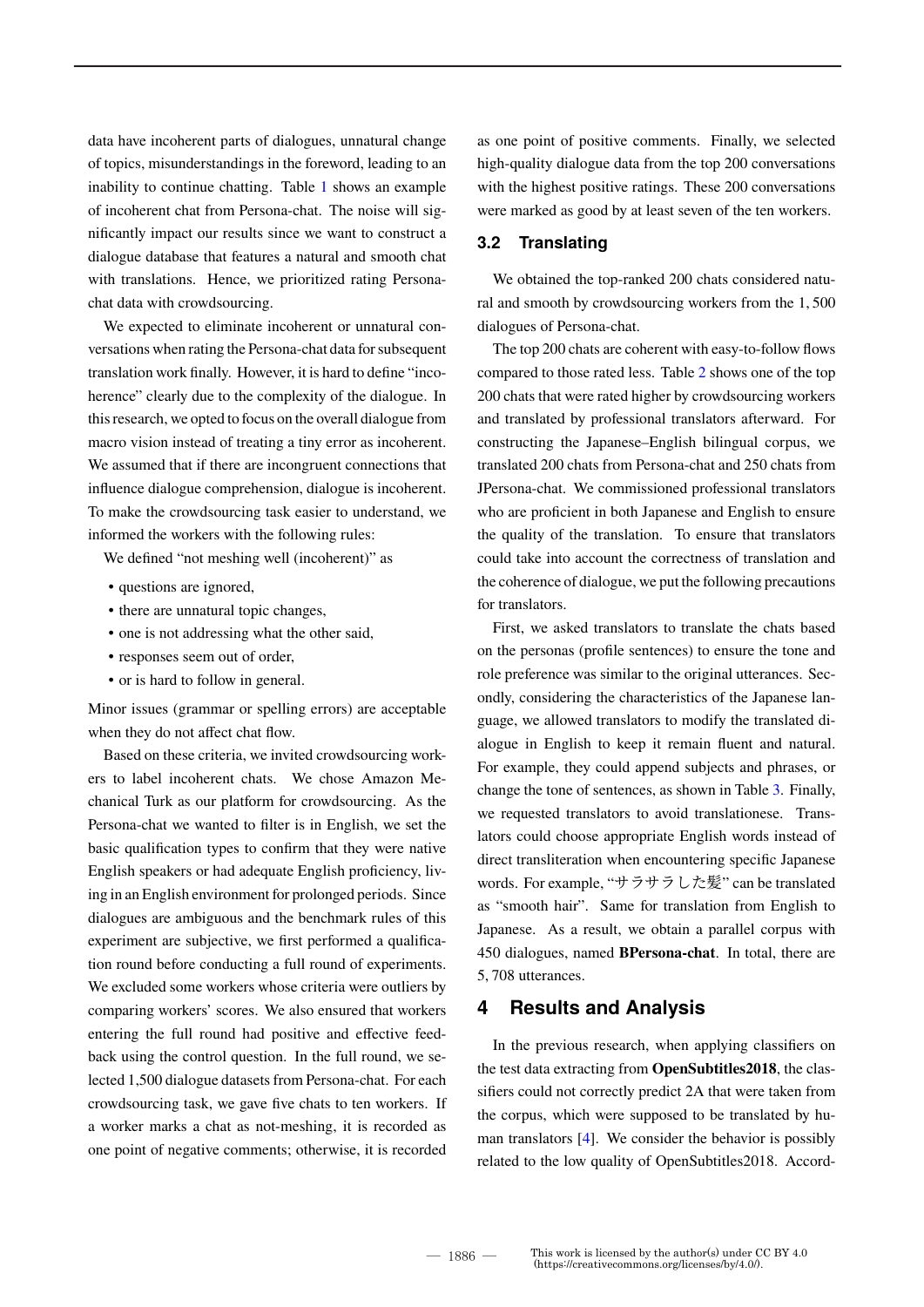data have incoherent parts of dialogues, unnatural change of topics, misunderstandings in the foreword, leading to an inability to continue chatting. Table 1 shows an example of incoherent chat from Persona-chat. The noise will significantly impact our results since we want to construct a dialogue database that features a natural and smooth chat with translations. Hence, we prioritized rating Persona-chat data with crowdsourcing.

We expected to eliminate incoherent or unnatural conversations when rating the Persona-chat data for subsequent translation work finally. However, it is hard to define "incoherence" clearly due to the complexity of the dialogue. In this research, we opted to focus on the overall dialogue from macro vision instead of treating a tiny error as incoherent. We assumed that if there are incongruent connections that influence dialogue comprehension, dialogue is incoherent. To make the crowdsourcing task easier to understand, we informed the workers with the following rules:

We defined "not meshing well (incoherent)" as

- questions are ignored,
- there are unnatural topic changes,
- one is not addressing what the other said,
- responses seem out of order,
- or is hard to follow in general.

Minor issues (grammar or spelling errors) are acceptable when they do not affect chat flow.

Based on these criteria, we invited crowdsourcing workers to label incoherent chats. We chose Amazon Mechanical Turk as our platform for crowdsourcing. As the Persona-chat we wanted to filter is in English, we set the basic qualification types to confirm that they were native English speakers or had adequate English proficiency, living in an English environment for prolonged periods. Since dialogues are ambiguous and the benchmark rules of this experiment are subjective, we first performed a qualification round before conducting a full round of experiments. We excluded some workers whose criteria were outliers by comparing workers' scores. We also ensured that workers entering the full round had positive and effective feedback using the control question. In the full round, we selected 1,500 dialogue datasets from Persona-chat. For each crowdsourcing task, we gave five chats to ten workers. If a worker marks a chat as not-meshing, it is recorded as one point of negative comments; otherwise, it is recorded as one point of positive comments. Finally, we selected high-quality dialogue data from the top 200 conversations with the highest positive ratings. These 200 conversations were marked as good by at least seven of the ten workers.

### 3.2 Translating

We obtained the top-ranked 200 chats considered natural and smooth by crowdsourcing workers from the 1,500 dialogues of Persona-chat.

The top 200 chats are coherent with easy-to-follow flows compared to those rated less. Table 2 shows one of the top 200 chats that were rated higher by crowdsourcing workers and translated by professional translators afterward. For constructing the Japanese–English bilingual corpus, we translated 200 chats from Persona-chat and 250 chats from JPersona-chat. We commissioned professional translators who are proficient in both Japanese and English to ensure the quality of the translation. To ensure that translators could take into account the correctness of translation and the coherence of dialogue, we put the following precautions for translators.

First, we asked translators to translate the chats based on the personas (profile sentences) to ensure the tone and role preference was similar to the original utterances. Secondly, considering the characteristics of the Japanese language, we allowed translators to modify the translated dialogue in English to keep it remain fluent and natural. For example, they could append subjects and phrases, or change the tone of sentences, as shown in Table 3. Finally, we requested translators to avoid translationese. Translators could choose appropriate English words instead of direct transliteration when encountering specific Japanese words. For example, "サラサラした髪" can be translated as "smooth hair". Same for translation from English to Japanese. As a result, we obtain a parallel corpus with 450 dialogues, named **BPersona-chat**. In total, there are 5,708 utterances.

## 4 Results and Analysis

In the previous research, when applying classifiers on the test data extracting from **OpenSubtitles2018**, the classifiers could not correctly predict 2A that were taken from the corpus, which were supposed to be translated by human translators [4]. We consider the behavior is possibly related to the low quality of OpenSubtitles2018. Accord-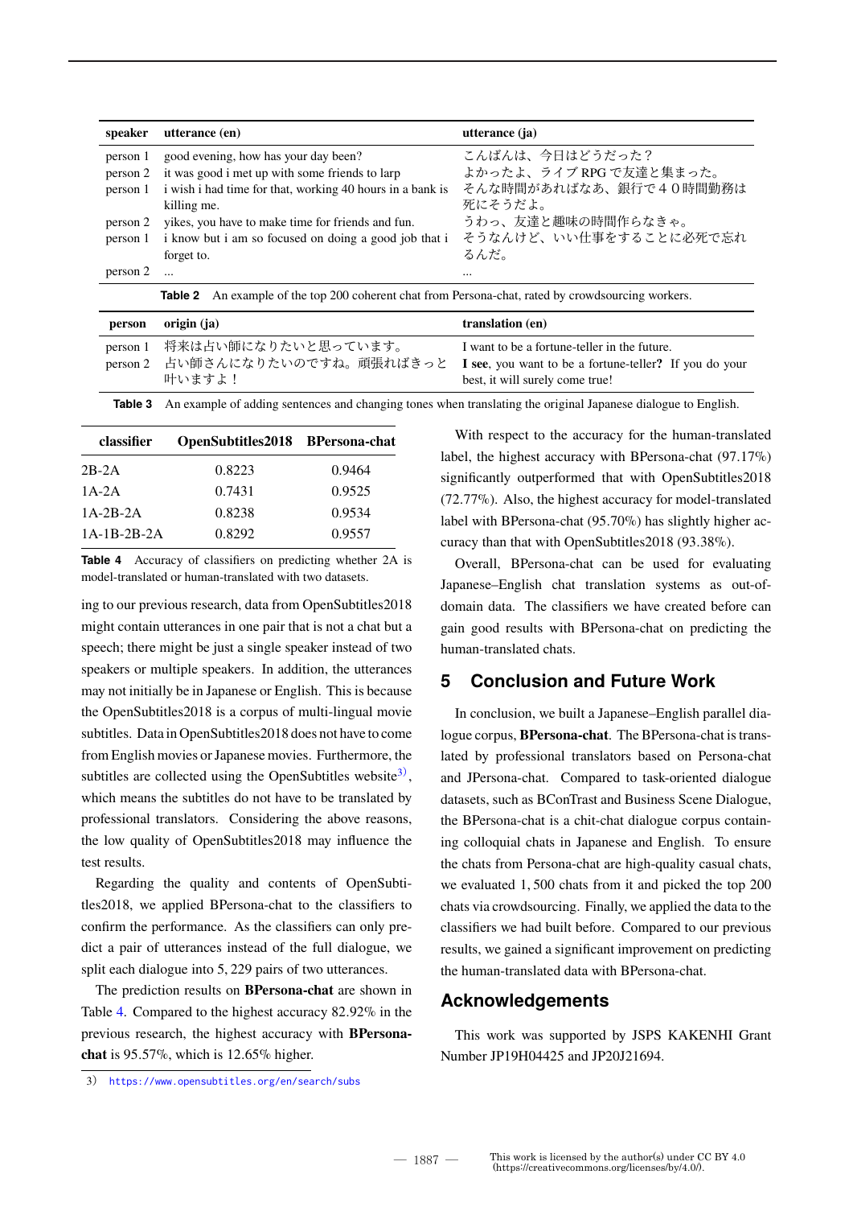| speaker | utterance (en) | utterance (ja) |
|---|---|---|
| person 1 | good evening, how has your day been? | こんばんは、今日はどうだった？ |
| person 2 | it was good i met up with some friends to larp | よかったよ、ライブ RPG で友達と集まった。 |
| person 1 | i wish i had time for that, working 40 hours in a bank is killing me. | そんな時間があればなあ、銀行で４０時間勤務は死にそうだよ。 |
| person 2 | yikes, you have to make time for friends and fun. | うわっ、友達と趣味の時間作らなきゃ。 |
| person 1 | i know but i am so focused on doing a good job that i forget to. | そうなんけど、いい仕事をすることに必死で忘れるんだ。 |
| person 2 | ... | ... |

**Table 2** An example of the top 200 coherent chat from Persona-chat, rated by crowdsourcing workers.

| person | origin (ja) | translation (en) |
|---|---|---|
| person 1 | 将来は占い師になりたいと思っています。 | I want to be a fortune-teller in the future. |
| person 2 | 占い師さんになりたいのですね。頑張ればきっと叶いますよ！ | **I see**, you want to be a fortune-teller**?** If you do your best, it will surely come true! |

**Table 3** An example of adding sentences and changing tones when translating the original Japanese dialogue to English.

| classifier | OpenSubtitles2018 | BPersona-chat |
|---|---|---|
| 2B-2A | 0.8223 | 0.9464 |
| 1A-2A | 0.7431 | 0.9525 |
| 1A-2B-2A | 0.8238 | 0.9534 |
| 1A-1B-2B-2A | 0.8292 | 0.9557 |

**Table 4** Accuracy of classifiers on predicting whether 2A is model-translated or human-translated with two datasets.

ing to our previous research, data from OpenSubtitles2018 might contain utterances in one pair that is not a chat but a speech; there might be just a single speaker instead of two speakers or multiple speakers. In addition, the utterances may not initially be in Japanese or English. This is because the OpenSubtitles2018 is a corpus of multi-lingual movie subtitles. Data in OpenSubtitles2018 does not have to come from English movies or Japanese movies. Furthermore, the subtitles are collected using the OpenSubtitles website[3), which means the subtitles do not have to be translated by professional translators. Considering the above reasons, the low quality of OpenSubtitles2018 may influence the test results.

Regarding the quality and contents of OpenSubtitles2018, we applied BPersona-chat to the classifiers to confirm the performance. As the classifiers can only predict a pair of utterances instead of the full dialogue, we split each dialogue into 5,229 pairs of two utterances.

The prediction results on **BPersona-chat** are shown in Table 4. Compared to the highest accuracy 82.92% in the previous research, the highest accuracy with **BPersona-chat** is 95.57%, which is 12.65% higher.

With respect to the accuracy for the human-translated label, the highest accuracy with BPersona-chat (97.17%) significantly outperformed that with OpenSubtitles2018 (72.77%). Also, the highest accuracy for model-translated label with BPersona-chat (95.70%) has slightly higher accuracy than that with OpenSubtitles2018 (93.38%).

Overall, BPersona-chat can be used for evaluating Japanese–English chat translation systems as out-of-domain data. The classifiers we have created before can gain good results with BPersona-chat on predicting the human-translated chats.

## 5 Conclusion and Future Work

In conclusion, we built a Japanese–English parallel dialogue corpus, **BPersona-chat**. The BPersona-chat is translated by professional translators based on Persona-chat and JPersona-chat. Compared to task-oriented dialogue datasets, such as BConTrast and Business Scene Dialogue, the BPersona-chat is a chit-chat dialogue corpus containing colloquial chats in Japanese and English. To ensure the chats from Persona-chat are high-quality casual chats, we evaluated 1,500 chats from it and picked the top 200 chats via crowdsourcing. Finally, we applied the data to the classifiers we had built before. Compared to our previous results, we gained a significant improvement on predicting the human-translated data with BPersona-chat.

## Acknowledgements

This work was supported by JSPS KAKENHI Grant Number JP19H04425 and JP20J21694.

3) https://www.opensubtitles.org/en/search/subs

This work is licensed by the author(s) under CC BY 4.0 (https://creativecommons.org/licenses/by/4.0/).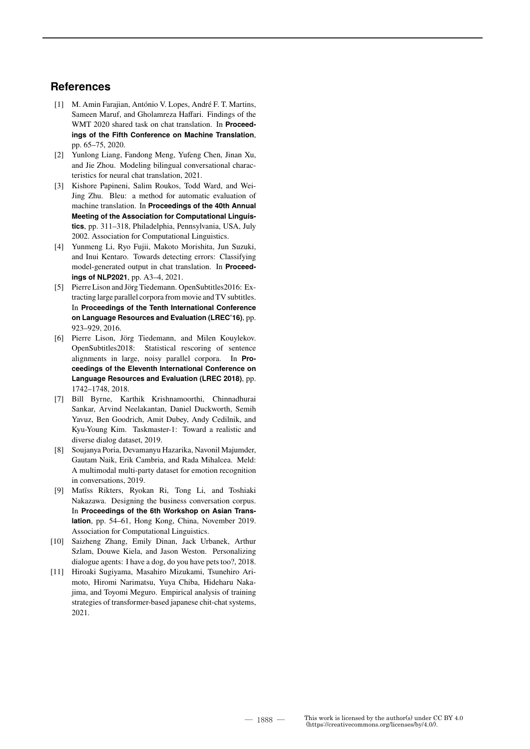## References

[1] M. Amin Farajian, António V. Lopes, André F. T. Martins, Sameen Maruf, and Gholamreza Haffari. Findings of the WMT 2020 shared task on chat translation. In **Proceedings of the Fifth Conference on Machine Translation**, pp. 65–75, 2020.

[2] Yunlong Liang, Fandong Meng, Yufeng Chen, Jinan Xu, and Jie Zhou. Modeling bilingual conversational characteristics for neural chat translation, 2021.

[3] Kishore Papineni, Salim Roukos, Todd Ward, and Wei-Jing Zhu. Bleu: a method for automatic evaluation of machine translation. In **Proceedings of the 40th Annual Meeting of the Association for Computational Linguistics**, pp. 311–318, Philadelphia, Pennsylvania, USA, July 2002. Association for Computational Linguistics.

[4] Yunmeng Li, Ryo Fujii, Makoto Morishita, Jun Suzuki, and Inui Kentaro. Towards detecting errors: Classifying model-generated output in chat translation. In **Proceedings of NLP2021**, pp. A3–4, 2021.

[5] Pierre Lison and Jörg Tiedemann. OpenSubtitles2016: Extracting large parallel corpora from movie and TV subtitles. In **Proceedings of the Tenth International Conference on Language Resources and Evaluation (LREC'16)**, pp. 923–929, 2016.

[6] Pierre Lison, Jörg Tiedemann, and Milen Kouylekov. OpenSubtitles2018: Statistical rescoring of sentence alignments in large, noisy parallel corpora. In **Proceedings of the Eleventh International Conference on Language Resources and Evaluation (LREC 2018)**, pp. 1742–1748, 2018.

[7] Bill Byrne, Karthik Krishnamoorthi, Chinnadhurai Sankar, Arvind Neelakantan, Daniel Duckworth, Semih Yavuz, Ben Goodrich, Amit Dubey, Andy Cedilnik, and Kyu-Young Kim. Taskmaster-1: Toward a realistic and diverse dialog dataset, 2019.

[8] Soujanya Poria, Devamanyu Hazarika, Navonil Majumder, Gautam Naik, Erik Cambria, and Rada Mihalcea. Meld: A multimodal multi-party dataset for emotion recognition in conversations, 2019.

[9] Matīss Rikters, Ryokan Ri, Tong Li, and Toshiaki Nakazawa. Designing the business conversation corpus. In **Proceedings of the 6th Workshop on Asian Translation**, pp. 54–61, Hong Kong, China, November 2019. Association for Computational Linguistics.

[10] Saizheng Zhang, Emily Dinan, Jack Urbanek, Arthur Szlam, Douwe Kiela, and Jason Weston. Personalizing dialogue agents: I have a dog, do you have pets too?, 2018.

[11] Hiroaki Sugiyama, Masahiro Mizukami, Tsunehiro Arimoto, Hiromi Narimatsu, Yuya Chiba, Hideharu Nakajima, and Toyomi Meguro. Empirical analysis of training strategies of transformer-based japanese chit-chat systems, 2021.

This work is licensed by the author(s) under CC BY 4.0 (https://creativecommons.org/licenses/by/4.0/).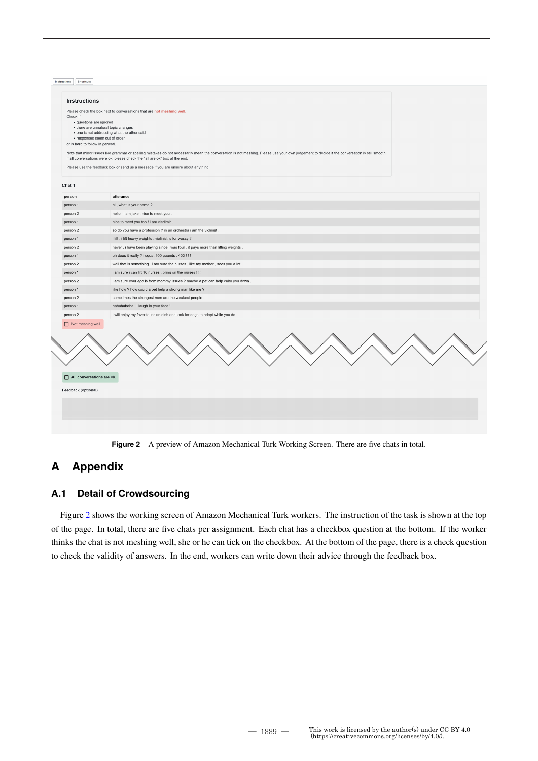Instructions | Shortcuts

**Instructions**

Please check the box next to conversations that are **not meshing well**.
Check if:

- questions are ignored
- there are unnatural topic changes
- one is not addressing what the other said
- responses seem out of order

or is hard to follow in general.

Note that minor issues like grammar or spelling mistakes do not necessarily mean the conversation is not meshing. Please use your own judgement to decide if the conversation is still smooth.
If all conversations were ok, please check the "all are ok" box at the end.

Please use the feedback box or send us a message if you are unsure about anything.

**Chat 1**

| person | utterance |
|---|---|
| person 1 | hi , what is your name ? |
| person 2 | hello . i am jake . nice to meet you . |
| person 1 | nice to meet you too ! i am vladimir . |
| person 2 | so do you have a profession ? in an orchestra i am the violinist . |
| person 1 | i lift . i lift heavy weights . violinist is for wussy ? |
| person 2 | never . i have been playing since i was four . it pays more than lifting weights . |
| person 1 | oh does it really ? i squat 400 pounds . 400 ! ! ! |
| person 2 | well that is something . i am sure the nurses , like my mother , sees you a lot . |
| person 1 | i am sure i can lift 10 nurses . bring on the nurses ! ! ! |
| person 2 | i am sure your ego is from mommy issues ? maybe a pet can help calm you down . |
| person 1 | like how ? how could a pet help a strong man like me ? |
| person 2 | sometimes the strongest men are the weakest people . |
| person 1 | hahahahaha . i laugh in your face ! |
| person 2 | i will enjoy my favorite indian dish and look for dogs to adopt while you do . |

☐ Not meshing well.

☐ All conversations are ok.

Feedback (optional)

**Figure 2** A preview of Amazon Mechanical Turk Working Screen. There are five chats in total.

# A Appendix

## A.1 Detail of Crowdsourcing

Figure 2 shows the working screen of Amazon Mechanical Turk workers. The instruction of the task is shown at the top of the page. In total, there are five chats per assignment. Each chat has a checkbox question at the bottom. If the worker thinks the chat is not meshing well, she or he can tick on the checkbox. At the bottom of the page, there is a check question to check the validity of answers. In the end, workers can write down their advice through the feedback box.

This work is licensed by the author(s) under CC BY 4.0 (https://creativecommons.org/licenses/by/4.0/).